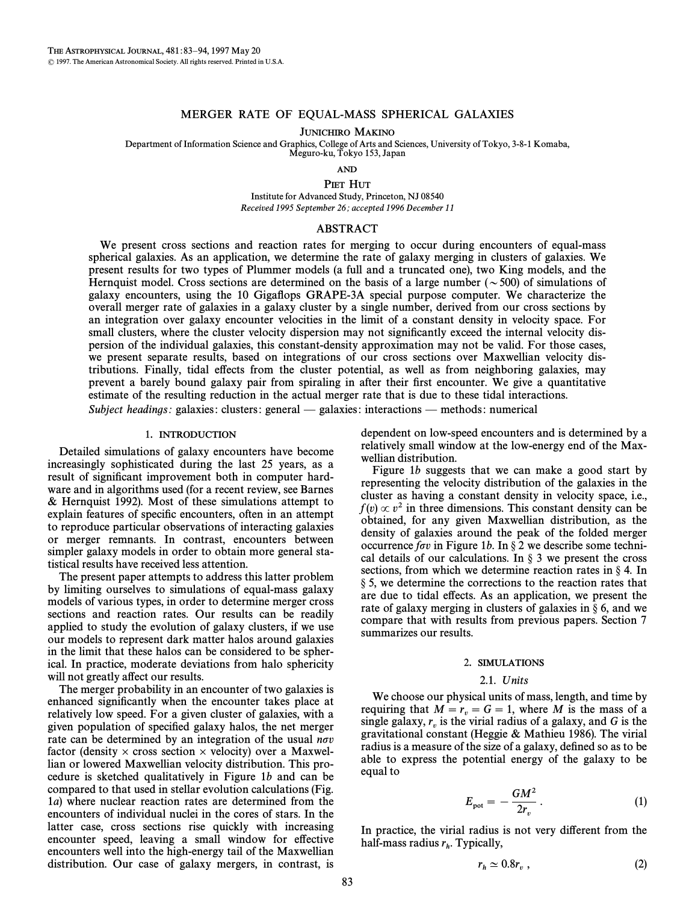# MERGER RATE OF EQUAL-MASS SPHERICAL GALAXIES

JUNICHIRO MAKINO

Department of Information Science and Graphics, College of Arts and Sciences, University of Tokyo, 3-8-1 Komaba, Meguro-ku, Tokyo 153, Japan

AND

PIET HUT

Institute for Advanced Study, Princeton, NJ 08540

*Received 1995 September 26; accepted 1996 December 11*

## ABSTRACT

We present cross sections and reaction rates for merging to occur during encounters of equal-mass spherical galaxies. As an application, we determine the rate of galaxy merging in clusters of galaxies. We present results for two types of Plummer models (a full and a truncated one), two King models, and the Hernquist model. Cross sections are determined on the basis of a large number ($\sim 500$) of simulations of galaxy encounters, using the 10 Gigaflops GRAPE-3A special purpose computer. We characterize the overall merger rate of galaxies in a galaxy cluster by a single number, derived from our cross sections by an integration over galaxy encounter velocities in the limit of a constant density in velocity space. For small clusters, where the cluster velocity dispersion may not significantly exceed the internal velocity dispersion of the individual galaxies, this constant-density approximation may not be valid. For those cases, we present separate results, based on integrations of our cross sections over Maxwellian velocity distributions. Finally, tidal effects from the cluster potential, as well as from neighboring galaxies, may prevent a barely bound galaxy pair from spiraling in after their first encounter. We give a quantitative estimate of the resulting reduction in the actual merger rate that is due to these tidal interactions.

*Subject headings:* galaxies: clusters: general — galaxies: interactions — methods: numerical

## 1. INTRODUCTION

Detailed simulations of galaxy encounters have become increasingly sophisticated during the last 25 years, as a result of significant improvement both in computer hardware and in algorithms used (for a recent review, see Barnes & Hernquist 1992). Most of these simulations attempt to explain features of specific encounters, often in an attempt to reproduce particular observations of interacting galaxies or merger remnants. In contrast, encounters between simpler galaxy models in order to obtain more general statistical results have received less attention.

The present paper attempts to address this latter problem by limiting ourselves to simulations of equal-mass galaxy models of various types, in order to determine merger cross sections and reaction rates. Our results can be readily applied to study the evolution of galaxy clusters, if we use our models to represent dark matter halos around galaxies in the limit that these halos can be considered to be spherical. In practice, moderate deviations from halo sphericity will not greatly affect our results.

The merger probability in an encounter of two galaxies is enhanced significantly when the encounter takes place at relatively low speed. For a given cluster of galaxies, with a given population of specified galaxy halos, the net merger rate can be determined by an integration of the usual $n\sigma v$ factor (density $\times$ cross section $\times$ velocity) over a Maxwellian or lowered Maxwellian velocity distribution. This procedure is sketched qualitatively in Figure 1*b* and can be compared to that used in stellar evolution calculations (Fig. 1*a*) where nuclear reaction rates are determined from the encounters of individual nuclei in the cores of stars. In the latter case, cross sections rise quickly with increasing encounter speed, leaving a small window for effective encounters well into the high-energy tail of the Maxwellian distribution. Our case of galaxy mergers, in contrast, is dependent on low-speed encounters and is determined by a relatively small window at the low-energy end of the Maxwellian distribution.

Figure 1*b* suggests that we can make a good start by representing the velocity distribution of the galaxies in the cluster as having a constant density in velocity space, i.e., $f(v) \propto v^2$ in three dimensions. This constant density can be obtained, for any given Maxwellian distribution, as the density of galaxies around the peak of the folded merger occurrence $f\sigma v$ in Figure 1*b*. In § 2 we describe some technical details of our calculations. In § 3 we present the cross sections, from which we determine reaction rates in § 4. In § 5, we determine the corrections to the reaction rates that are due to tidal effects. As an application, we present the rate of galaxy merging in clusters of galaxies in § 6, and we compare that with results from previous papers. Section 7 summarizes our results.

## 2. SIMULATIONS

### 2.1. *Units*

We choose our physical units of mass, length, and time by requiring that $M = r_v = G = 1$, where $M$ is the mass of a single galaxy, $r_v$ is the virial radius of a galaxy, and $G$ is the gravitational constant (Heggie & Mathieu 1986). The virial radius is a measure of the size of a galaxy, defined so as to be able to express the potential energy of the galaxy to be equal to

$$E_{\rm pot} = -\frac{GM^2}{2r_v} . \qquad (1)$$

In practice, the virial radius is not very different from the half-mass radius $r_h$. Typically,

$$r_h \simeq 0.8 r_v , \qquad (2)$$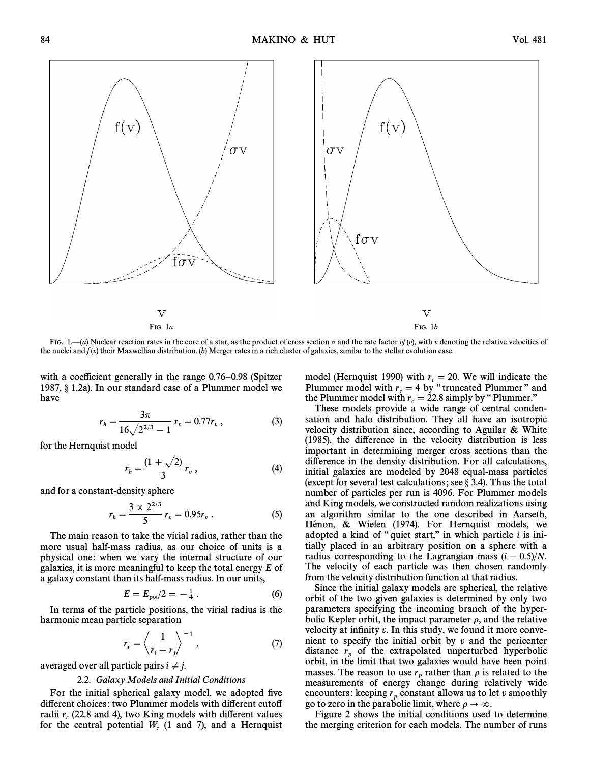FIG. 1*a*

FIG. 1*b*

FIG. 1.—(*a*) Nuclear reaction rates in the core of a star, as the product of cross section $\sigma$ and the rate factor $vf(v)$, with $v$ denoting the relative velocities of the nuclei and $f(v)$ their Maxwellian distribution. (*b*) Merger rates in a rich cluster of galaxies, similar to the stellar evolution case.

with a coefficient generally in the range 0.76–0.98 (Spitzer 1987, § 1.2a). In our standard case of a Plummer model we have

$$r_h = \frac{3\pi}{16\sqrt{2^{2/3} - 1}} r_v = 0.77 r_v , \quad (3)$$

for the Hernquist model

$$r_h = \frac{(1 + \sqrt{2})}{3} r_v , \quad (4)$$

and for a constant-density sphere

$$r_h = \frac{3 \times 2^{2/3}}{5} r_v = 0.95 r_v . \quad (5)$$

The main reason to take the virial radius, rather than the more usual half-mass radius, as our choice of units is a physical one: when we vary the internal structure of our galaxies, it is more meaningful to keep the total energy $E$ of a galaxy constant than its half-mass radius. In our units,

$$E = E_{\rm pot}/2 = -\tfrac{1}{4} . \quad (6)$$

In terms of the particle positions, the virial radius is the harmonic mean particle separation

$$r_v = \left\langle \frac{1}{r_i - r_j} \right\rangle^{-1} , \quad (7)$$

averaged over all particle pairs $i \neq j$.

### 2.2. *Galaxy Models and Initial Conditions*

For the initial spherical galaxy model, we adopted five different choices: two Plummer models with different cutoff radii $r_c$ (22.8 and 4), two King models with different values for the central potential $W_c$ (1 and 7), and a Hernquist model (Hernquist 1990) with $r_c = 20$. We will indicate the Plummer model with $r_c = 4$ by "truncated Plummer" and the Plummer model with $r_c = 22.8$ simply by "Plummer."

These models provide a wide range of central condensation and halo distribution. They all have an isotropic velocity distribution since, according to Aguilar & White (1985), the difference in the velocity distribution is less important in determining merger cross sections than the difference in the density distribution. For all calculations, initial galaxies are modeled by 2048 equal-mass particles (except for several test calculations; see § 3.4). Thus the total number of particles per run is 4096. For Plummer models and King models, we constructed random realizations using an algorithm similar to the one described in Aarseth, Hénon, & Wielen (1974). For Hernquist models, we adopted a kind of "quiet start," in which particle $i$ is initially placed in an arbitrary position on a sphere with a radius corresponding to the Lagrangian mass $(i - 0.5)/N$. The velocity of each particle was then chosen randomly from the velocity distribution function at that radius.

Since the initial galaxy models are spherical, the relative orbit of the two given galaxies is determined by only two parameters specifying the incoming branch of the hyperbolic Kepler orbit, the impact parameter $\rho$, and the relative velocity at infinity $v$. In this study, we found it more convenient to specify the initial orbit by $v$ and the pericenter distance $r_p$ of the extrapolated unperturbed hyperbolic orbit, in the limit that two galaxies would have been point masses. The reason to use $r_p$ rather than $\rho$ is related to the measurements of energy change during relatively wide encounters: keeping $r_p$ constant allows us to let $v$ smoothly go to zero in the parabolic limit, where $\rho \to \infty$.

Figure 2 shows the initial conditions used to determine the merging criterion for each models. The number of runs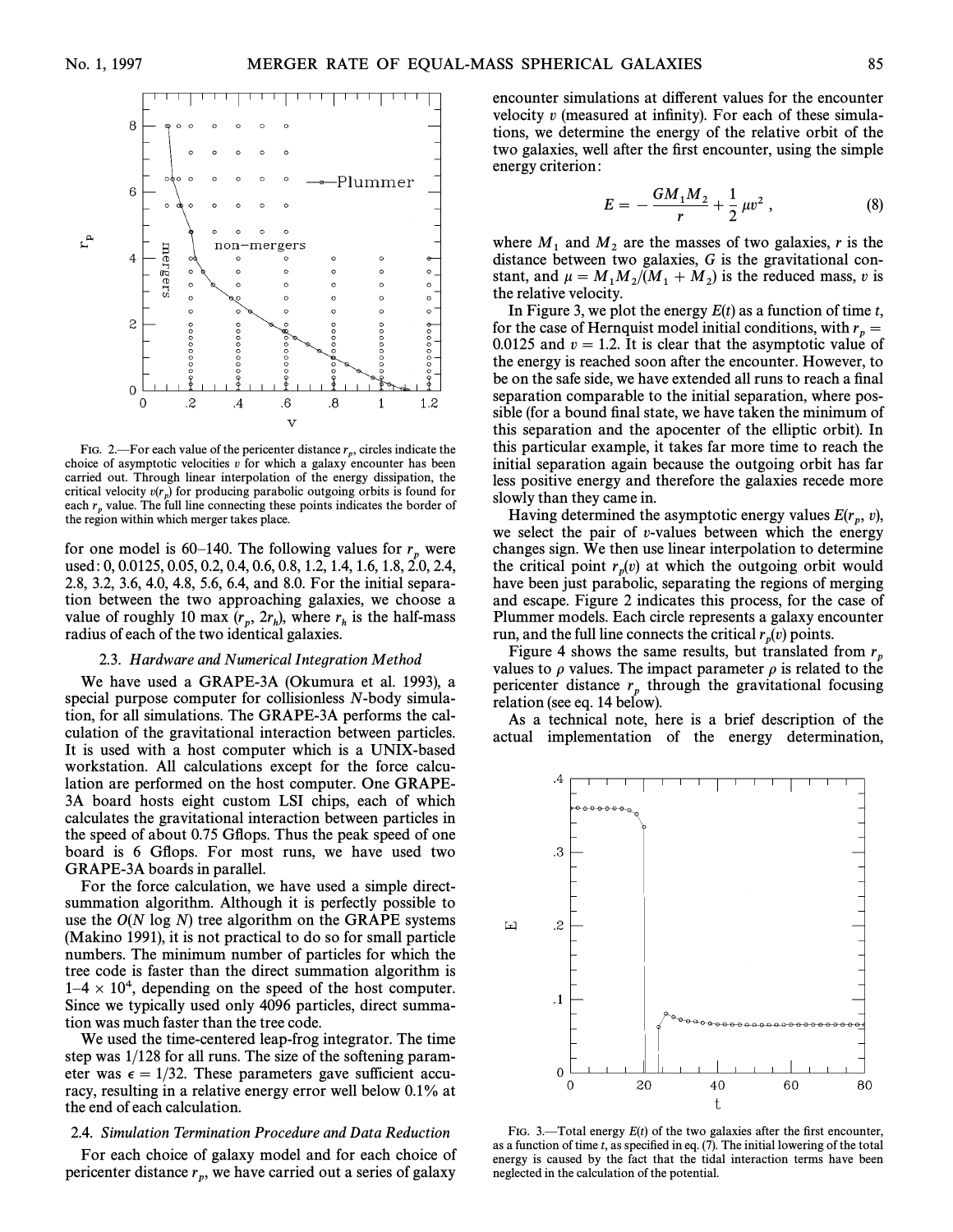FIG. 2.—For each value of the pericenter distance $r_p$, circles indicate the choice of asymptotic velocities $v$ for which a galaxy encounter has been carried out. Through linear interpolation of the energy dissipation, the critical velocity $v(r_p)$ for producing parabolic outgoing orbits is found for each $r_p$ value. The full line connecting these points indicates the border of the region within which merger takes place.

for one model is 60–140. The following values for $r_p$ were used: 0, 0.0125, 0.05, 0.2, 0.4, 0.6, 0.8, 1.2, 1.4, 1.6, 1.8, 2.0, 2.4, 2.8, 3.2, 3.6, 4.0, 4.8, 5.6, 6.4, and 8.0. For the initial separation between the two approaching galaxies, we choose a value of roughly 10 max ($r_p$, $2r_h$), where $r_h$ is the half-mass radius of each of the two identical galaxies.

### 2.3. *Hardware and Numerical Integration Method*

We have used a GRAPE-3A (Okumura et al. 1993), a special purpose computer for collisionless $N$-body simulation, for all simulations. The GRAPE-3A performs the calculation of the gravitational interaction between particles. It is used with a host computer which is a UNIX-based workstation. All calculations except for the force calculation are performed on the host computer. One GRAPE-3A board hosts eight custom LSI chips, each of which calculates the gravitational interaction between particles in the speed of about 0.75 Gflops. Thus the peak speed of one board is 6 Gflops. For most runs, we have used two GRAPE-3A boards in parallel.

For the force calculation, we have used a simple direct-summation algorithm. Although it is perfectly possible to use the $O(N \log N)$ tree algorithm on the GRAPE systems (Makino 1991), it is not practical to do so for small particle numbers. The minimum number of particles for which the tree code is faster than the direct summation algorithm is $1–4 \times 10^4$, depending on the speed of the host computer. Since we typically used only 4096 particles, direct summation was much faster than the tree code.

We used the time-centered leap-frog integrator. The time step was 1/128 for all runs. The size of the softening parameter was $\epsilon = 1/32$. These parameters gave sufficient accuracy, resulting in a relative energy error well below 0.1% at the end of each calculation.

### 2.4. *Simulation Termination Procedure and Data Reduction*

For each choice of galaxy model and for each choice of pericenter distance $r_p$, we have carried out a series of galaxy encounter simulations at different values for the encounter velocity $v$ (measured at infinity). For each of these simulations, we determine the energy of the relative orbit of the two galaxies, well after the first encounter, using the simple energy criterion:

$$E = -\frac{GM_1 M_2}{r} + \frac{1}{2}\mu v^2 , \tag{8}$$

where $M_1$ and $M_2$ are the masses of two galaxies, $r$ is the distance between two galaxies, $G$ is the gravitational constant, and $\mu = M_1 M_2/(M_1 + M_2)$ is the reduced mass, $v$ is the relative velocity.

In Figure 3, we plot the energy $E(t)$ as a function of time $t$, for the case of Hernquist model initial conditions, with $r_p = 0.0125$ and $v = 1.2$. It is clear that the asymptotic value of the energy is reached soon after the encounter. However, to be on the safe side, we have extended all runs to reach a final separation comparable to the initial separation, where possible (for a bound final state, we have taken the minimum of this separation and the apocenter of the elliptic orbit). In this particular example, it takes far more time to reach the initial separation again because the outgoing orbit has far less positive energy and therefore the galaxies recede more slowly than they came in.

Having determined the asymptotic energy values $E(r_p, v)$, we select the pair of $v$-values between which the energy changes sign. We then use linear interpolation to determine the critical point $r_p(v)$ at which the outgoing orbit would have been just parabolic, separating the regions of merging and escape. Figure 2 indicates this process, for the case of Plummer models. Each circle represents a galaxy encounter run, and the full line connects the critical $r_p(v)$ points.

Figure 4 shows the same results, but translated from $r_p$ values to $\rho$ values. The impact parameter $\rho$ is related to the pericenter distance $r_p$ through the gravitational focusing relation (see eq. 14 below).

As a technical note, here is a brief description of the actual implementation of the energy determination,

FIG. 3.—Total energy $E(t)$ of the two galaxies after the first encounter, as a function of time $t$, as specified in eq. (7). The initial lowering of the total energy is caused by the fact that the tidal interaction terms have been neglected in the calculation of the potential.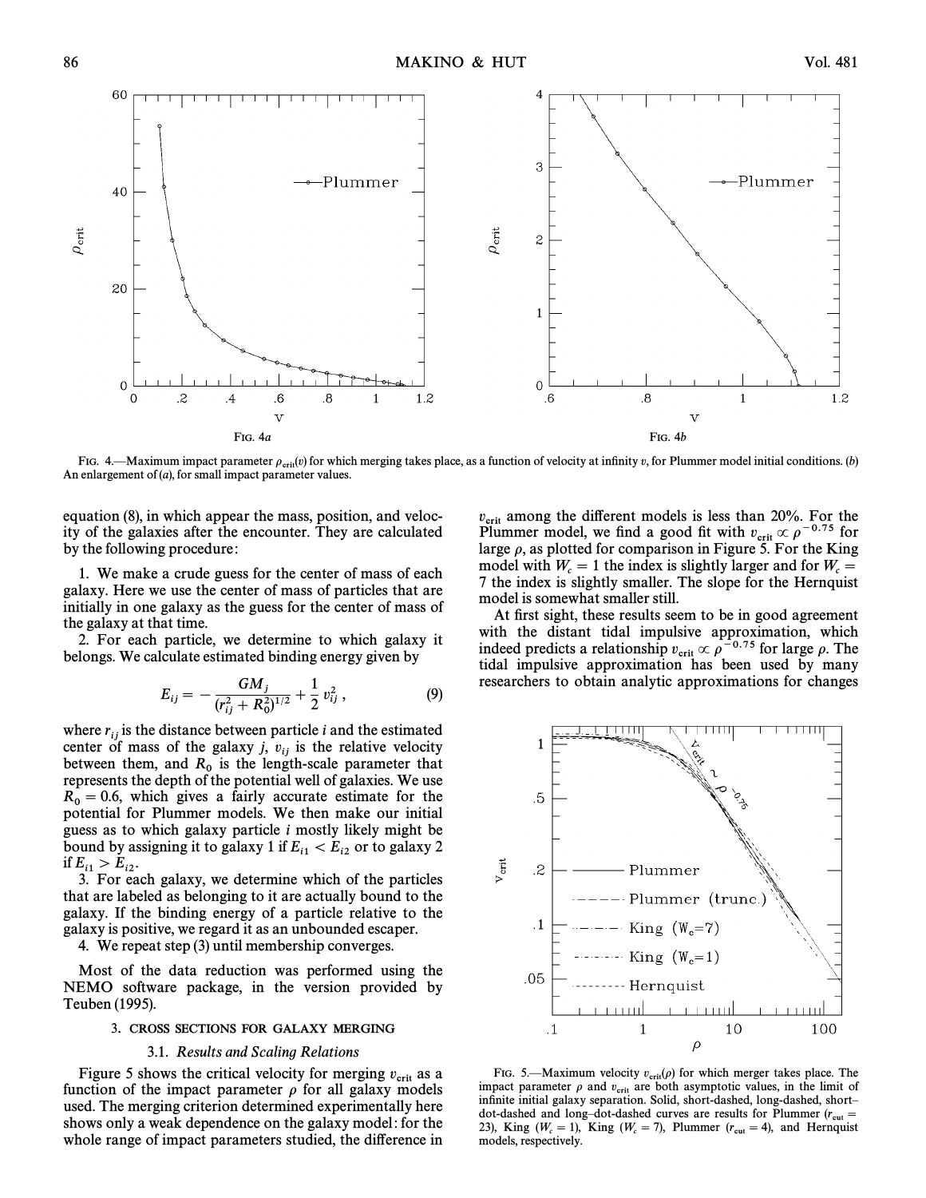FIG. 4.—Maximum impact parameter $\rho_{crit}(v)$ for which merging takes place, as a function of velocity at infinity $v$, for Plummer model initial conditions. (b) An enlargement of (a), for small impact parameter values.

equation (8), in which appear the mass, position, and velocity of the galaxies after the encounter. They are calculated by the following procedure:

1. We make a crude guess for the center of mass of each galaxy. Here we use the center of mass of particles that are initially in one galaxy as the guess for the center of mass of the galaxy at that time.
2. For each particle, we determine to which galaxy it belongs. We calculate estimated binding energy given by

$$E_{ij} = -\frac{GM_j}{(r_{ij}^2 + R_0^2)^{1/2}} + \frac{1}{2} v_{ij}^2 , \qquad (9)$$

where $r_{ij}$ is the distance between particle $i$ and the estimated center of mass of the galaxy $j$, $v_{ij}$ is the relative velocity between them, and $R_0$ is the length-scale parameter that represents the depth of the potential well of galaxies. We use $R_0 = 0.6$, which gives a fairly accurate estimate for the potential for Plummer models. We then make our initial guess as to which galaxy particle $i$ mostly likely might be bound by assigning it to galaxy 1 if $E_{i1} < E_{i2}$ or to galaxy 2 if $E_{i1} > E_{i2}$.
3. For each galaxy, we determine which of the particles that are labeled as belonging to it are actually bound to the galaxy. If the binding energy of a particle relative to the galaxy is positive, we regard it as an unbounded escaper.
4. We repeat step (3) until membership converges.

Most of the data reduction was performed using the NEMO software package, in the version provided by Teuben (1995).

## 3. CROSS SECTIONS FOR GALAXY MERGING

### 3.1. *Results and Scaling Relations*

Figure 5 shows the critical velocity for merging $v_{crit}$ as a function of the impact parameter $\rho$ for all galaxy models used. The merging criterion determined experimentally here shows only a weak dependence on the galaxy model: for the whole range of impact parameters studied, the difference in $v_{crit}$ among the different models is less than 20%. For the Plummer model, we find a good fit with $v_{crit} \propto \rho^{-0.75}$ for large $\rho$, as plotted for comparison in Figure 5. For the King model with $W_c = 1$ the index is slightly larger and for $W_c = 7$ the index is slightly smaller. The slope for the Hernquist model is somewhat smaller still.

At first sight, these results seem to be in good agreement with the distant tidal impulsive approximation, which indeed predicts a relationship $v_{crit} \propto \rho^{-0.75}$ for large $\rho$. The tidal impulsive approximation has been used by many researchers to obtain analytic approximations for changes

FIG. 5.—Maximum velocity $v_{crit}(\rho)$ for which merger takes place. The impact parameter $\rho$ and $v_{crit}$ are both asymptotic values, in the limit of infinite initial galaxy separation. Solid, short-dashed, long-dashed, short–dot-dashed and long–dot-dashed curves are results for Plummer ($r_{cut}$ = 23), King ($W_c$ = 1), King ($W_c$ = 7), Plummer ($r_{cut}$ = 4), and Hernquist models, respectively.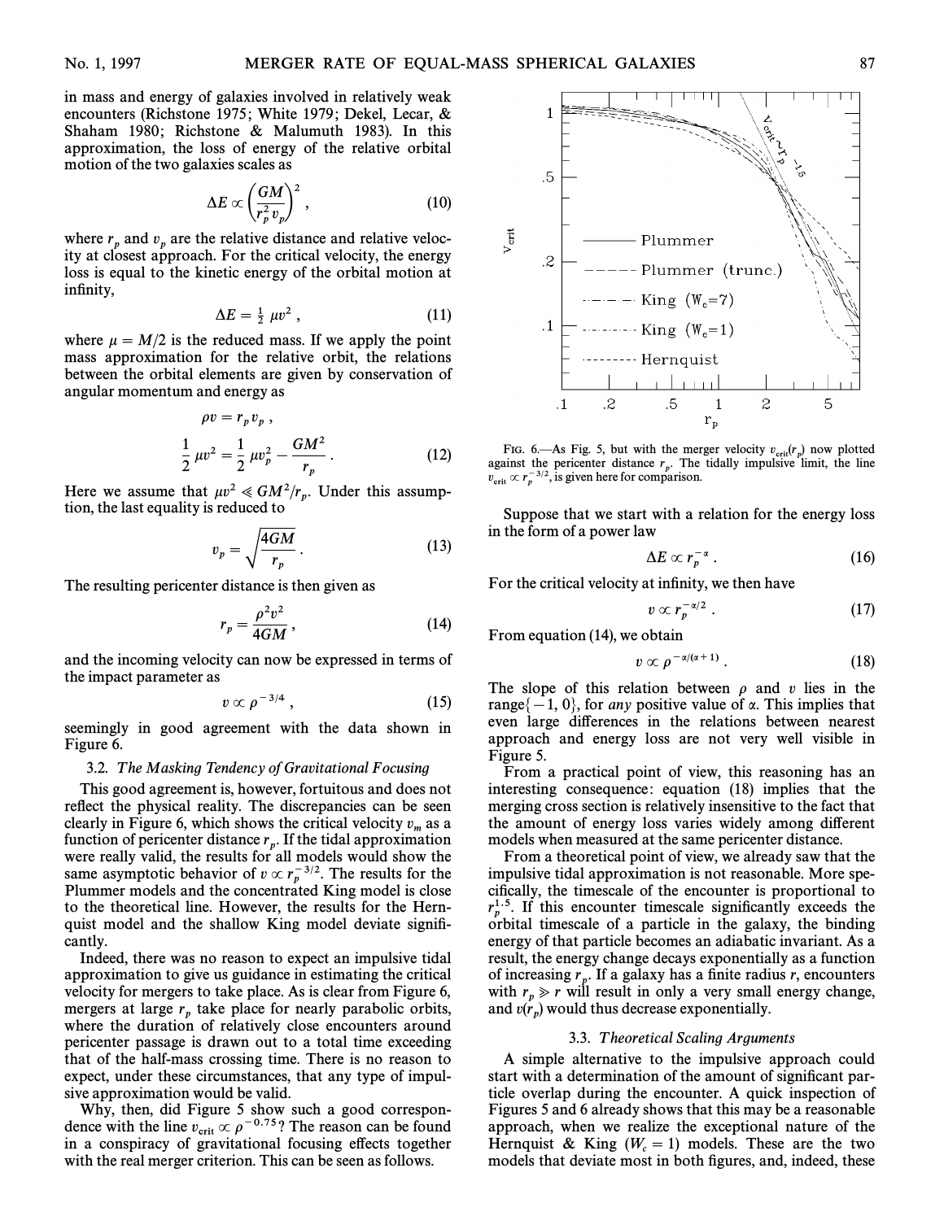in mass and energy of galaxies involved in relatively weak encounters (Richstone 1975; White 1979; Dekel, Lecar, & Shaham 1980; Richstone & Malumuth 1983). In this approximation, the loss of energy of the relative orbital motion of the two galaxies scales as

$$\Delta E \propto \left(\frac{GM}{r_p^2 v_p}\right)^2 , \tag{10}$$

where $r_p$ and $v_p$ are the relative distance and relative velocity at closest approach. For the critical velocity, the energy loss is equal to the kinetic energy of the orbital motion at infinity,

$$\Delta E = \tfrac{1}{2}\, \mu v^2 , \tag{11}$$

where $\mu = M/2$ is the reduced mass. If we apply the point mass approximation for the relative orbit, the relations between the orbital elements are given by conservation of angular momentum and energy as

$$\rho v = r_p v_p ,$$

$$\frac{1}{2}\,\mu v^2 = \frac{1}{2}\,\mu v_p^2 - \frac{GM^2}{r_p} . \tag{12}$$

Here we assume that $\mu v^2 \ll GM^2/r_p$. Under this assumption, the last equality is reduced to

$$v_p = \sqrt{\frac{4GM}{r_p}} . \tag{13}$$

The resulting pericenter distance is then given as

$$r_p = \frac{\rho^2 v^2}{4GM} , \tag{14}$$

and the incoming velocity can now be expressed in terms of the impact parameter as

$$v \propto \rho^{-3/4} , \tag{15}$$

seemingly in good agreement with the data shown in Figure 6.

### 3.2. *The Masking Tendency of Gravitational Focusing*

This good agreement is, however, fortuitous and does not reflect the physical reality. The discrepancies can be seen clearly in Figure 6, which shows the critical velocity $v_m$ as a function of pericenter distance $r_p$. If the tidal approximation were really valid, the results for all models would show the same asymptotic behavior of $v \propto r_p^{-3/2}$. The results for the Plummer models and the concentrated King model is close to the theoretical line. However, the results for the Hernquist model and the shallow King model deviate significantly.

Indeed, there was no reason to expect an impulsive tidal approximation to give us guidance in estimating the critical velocity for mergers to take place. As is clear from Figure 6, mergers at large $r_p$ take place for nearly parabolic orbits, where the duration of relatively close encounters around pericenter passage is drawn out to a total time exceeding that of the half-mass crossing time. There is no reason to expect, under these circumstances, that any type of impulsive approximation would be valid.

Why, then, did Figure 5 show such a good correspondence with the line $v_{\rm crit} \propto \rho^{-0.75}$? The reason can be found in a conspiracy of gravitational focusing effects together with the real merger criterion. This can be seen as follows.

FIG. 6.—As Fig. 5, but with the merger velocity $v_{\rm crit}(r_p)$ now plotted against the pericenter distance $r_p$. The tidally impulsive limit, the line $v_{\rm crit} \propto r_p^{-3/2}$, is given here for comparison.

Suppose that we start with a relation for the energy loss in the form of a power law

$$\Delta E \propto r_p^{-\alpha} . \tag{16}$$

For the critical velocity at infinity, we then have

$$v \propto r_p^{-\alpha/2} . \tag{17}$$

From equation (14), we obtain

$$v \propto \rho^{-\alpha/(\alpha+1)} . \tag{18}$$

The slope of this relation between $\rho$ and $v$ lies in the range$\{-1, 0\}$, for *any* positive value of $\alpha$. This implies that even large differences in the relations between nearest approach and energy loss are not very well visible in Figure 5.

From a practical point of view, this reasoning has an interesting consequence: equation (18) implies that the merging cross section is relatively insensitive to the fact that the amount of energy loss varies widely among different models when measured at the same pericenter distance.

From a theoretical point of view, we already saw that the impulsive tidal approximation is not reasonable. More specifically, the timescale of the encounter is proportional to $r_p^{1.5}$. If this encounter timescale significantly exceeds the orbital timescale of a particle in the galaxy, the binding energy of that particle becomes an adiabatic invariant. As a result, the energy change decays exponentially as a function of increasing $r_p$. If a galaxy has a finite radius $r$, encounters with $r_p \gg r$ will result in only a very small energy change, and $v(r_p)$ would thus decrease exponentially.

### 3.3. *Theoretical Scaling Arguments*

A simple alternative to the impulsive approach could start with a determination of the amount of significant particle overlap during the encounter. A quick inspection of Figures 5 and 6 already shows that this may be a reasonable approach, when we realize the exceptional nature of the Hernquist & King ($W_c = 1$) models. These are the two models that deviate most in both figures, and, indeed, these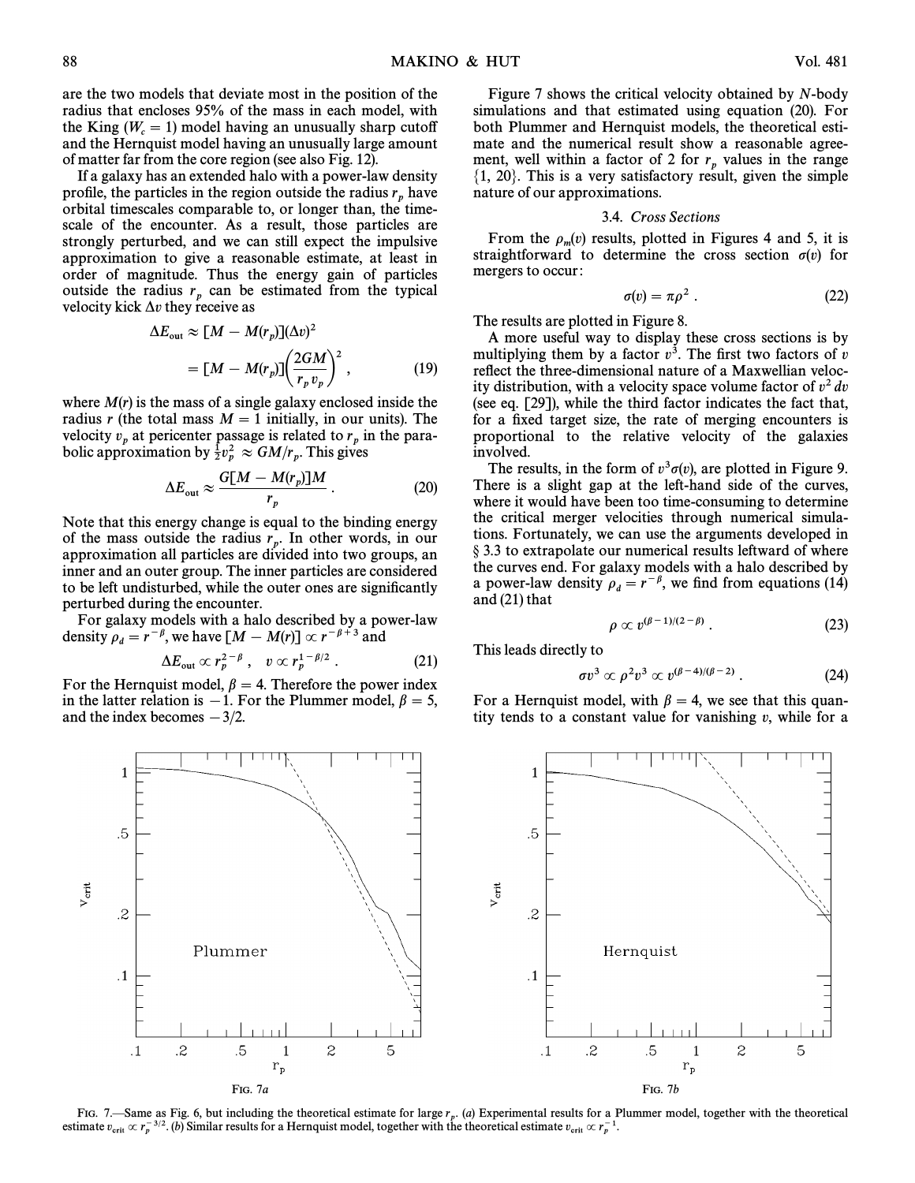are the two models that deviate most in the position of the radius that encloses 95% of the mass in each model, with the King ($W_c = 1$) model having an unusually sharp cutoff and the Hernquist model having an unusually large amount of matter far from the core region (see also Fig. 12).

If a galaxy has an extended halo with a power-law density profile, the particles in the region outside the radius $r_p$ have orbital timescales comparable to, or longer than, the timescale of the encounter. As a result, those particles are strongly perturbed, and we can still expect the impulsive approximation to give a reasonable estimate, at least in order of magnitude. Thus the energy gain of particles outside the radius $r_p$ can be estimated from the typical velocity kick $\Delta v$ they receive as

$$\Delta E_{\rm out} \approx [M - M(r_p)](\Delta v)^2$$
$$= [M - M(r_p)]\left(\frac{2GM}{r_p v_p}\right)^2 , \qquad (19)$$

where $M(r)$ is the mass of a single galaxy enclosed inside the radius $r$ (the total mass $M = 1$ initially, in our units). The velocity $v_p$ at pericenter passage is related to $r_p$ in the parabolic approximation by $\frac{1}{2}v_p^2 \approx GM/r_p$. This gives

$$\Delta E_{\rm out} \approx \frac{G[M - M(r_p)]M}{r_p} . \qquad (20)$$

Note that this energy change is equal to the binding energy of the mass outside the radius $r_p$. In other words, in our approximation all particles are divided into two groups, an inner and an outer group. The inner particles are considered to be left undisturbed, while the outer ones are significantly perturbed during the encounter.

For galaxy models with a halo described by a power-law density $\rho_d = r^{-\beta}$, we have $[M - M(r)] \propto r^{-\beta+3}$ and

$$\Delta E_{\rm out} \propto r_p^{2-\beta} , \quad v \propto r_p^{1-\beta/2} . \qquad (21)$$

For the Hernquist model, $\beta = 4$. Therefore the power index in the latter relation is $-1$. For the Plummer model, $\beta = 5$, and the index becomes $-3/2$.

Figure 7 shows the critical velocity obtained by $N$-body simulations and that estimated using equation (20). For both Plummer and Hernquist models, the theoretical estimate and the numerical result show a reasonable agreement, well within a factor of 2 for $r_p$ values in the range {1, 20}. This is a very satisfactory result, given the simple nature of our approximations.

### 3.4. *Cross Sections*

From the $\rho_m(v)$ results, plotted in Figures 4 and 5, it is straightforward to determine the cross section $\sigma(v)$ for mergers to occur:

$$\sigma(v) = \pi\rho^2 . \qquad (22)$$

The results are plotted in Figure 8.

A more useful way to display these cross sections is by multiplying them by a factor $v^3$. The first two factors of $v$ reflect the three-dimensional nature of a Maxwellian velocity distribution, with a velocity space volume factor of $v^2\,dv$ (see eq. [29]), while the third factor indicates the fact that, for a fixed target size, the rate of merging encounters is proportional to the relative velocity of the galaxies involved.

The results, in the form of $v^3\sigma(v)$, are plotted in Figure 9. There is a slight gap at the left-hand side of the curves, where it would have been too time-consuming to determine the critical merger velocities through numerical simulations. Fortunately, we can use the arguments developed in § 3.3 to extrapolate our numerical results leftward of where the curves end. For galaxy models with a halo described by a power-law density $\rho_d = r^{-\beta}$, we find from equations (14) and (21) that

$$\rho \propto v^{(\beta-1)/(2-\beta)} . \qquad (23)$$

This leads directly to

$$\sigma v^3 \propto \rho^2 v^3 \propto v^{(\beta-4)/(\beta-2)} . \qquad (24)$$

For a Hernquist model, with $\beta = 4$, we see that this quantity tends to a constant value for vanishing $v$, while for a

FIG. 7a

FIG. 7b

FIG. 7.—Same as Fig. 6, but including the theoretical estimate for large $r_p$. (*a*) Experimental results for a Plummer model, together with the theoretical estimate $v_{\rm crit} \propto r_p^{-3/2}$. (*b*) Similar results for a Hernquist model, together with the theoretical estimate $v_{\rm crit} \propto r_p^{-1}$.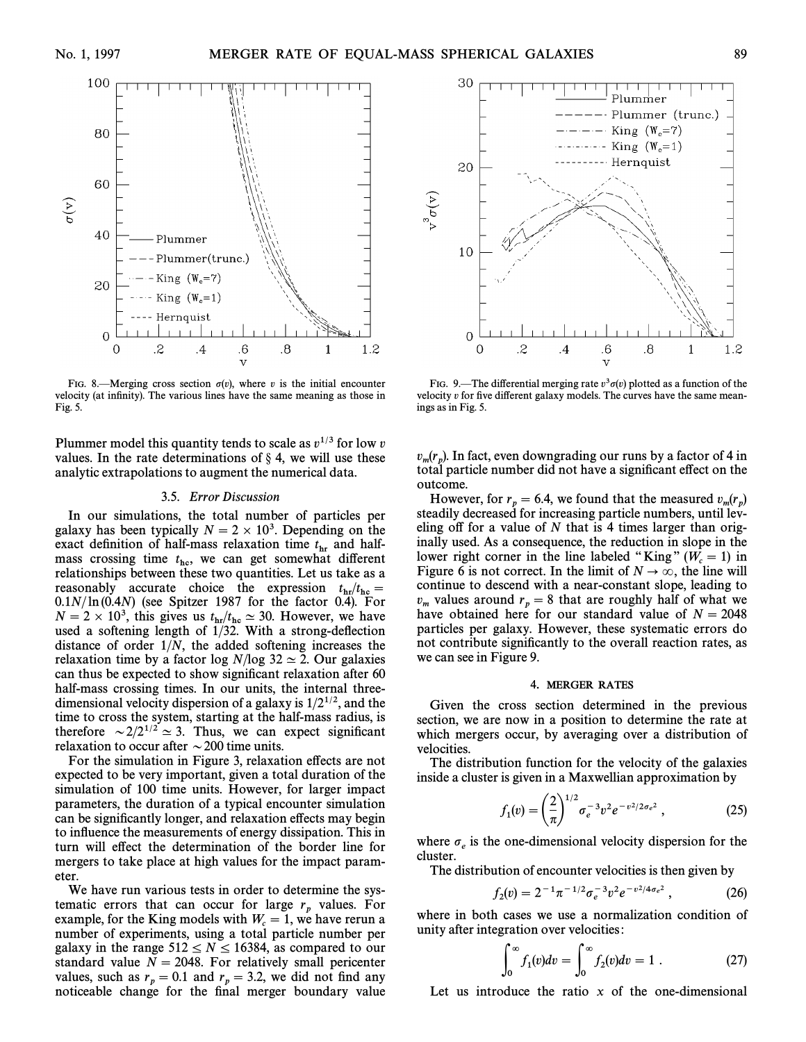FIG. 8.—Merging cross section $\sigma(v)$, where $v$ is the initial encounter velocity (at infinity). The various lines have the same meaning as those in Fig. 5.

FIG. 9.—The differential merging rate $v^3\sigma(v)$ plotted as a function of the velocity $v$ for five different galaxy models. The curves have the same meanings as in Fig. 5.

Plummer model this quantity tends to scale as $v^{1/3}$ for low $v$ values. In the rate determinations of § 4, we will use these analytic extrapolations to augment the numerical data.

### 3.5. *Error Discussion*

In our simulations, the total number of particles per galaxy has been typically $N = 2 \times 10^3$. Depending on the exact definition of half-mass relaxation time $t_{hr}$ and half-mass crossing time $t_{hc}$, we can get somewhat different relationships between these two quantities. Let us take as a reasonably accurate choice the expression $t_{hr}/t_{hc} = 0.1N/\ln(0.4N)$ (see Spitzer 1987 for the factor 0.4). For $N = 2 \times 10^3$, this gives us $t_{hr}/t_{hc} \simeq 30$. However, we have used a softening length of 1/32. With a strong-deflection distance of order $1/N$, the added softening increases the relaxation time by a factor $\log N/\log 32 \simeq 2$. Our galaxies can thus be expected to show significant relaxation after 60 half-mass crossing times. In our units, the internal three-dimensional velocity dispersion of a galaxy is $1/2^{1/2}$, and the time to cross the system, starting at the half-mass radius, is therefore $\sim 2/2^{1/2} \simeq 3$. Thus, we can expect significant relaxation to occur after $\sim 200$ time units.

For the simulation in Figure 3, relaxation effects are not expected to be very important, given a total duration of the simulation of 100 time units. However, for larger impact parameters, the duration of a typical encounter simulation can be significantly longer, and relaxation effects may begin to influence the measurements of energy dissipation. This in turn will effect the determination of the border line for mergers to take place at high values for the impact parameter.

We have run various tests in order to determine the systematic errors that can occur for large $r_p$ values. For example, for the King models with $W_c = 1$, we have rerun a number of experiments, using a total particle number per galaxy in the range $512 \le N \le 16384$, as compared to our standard value $N = 2048$. For relatively small pericenter values, such as $r_p = 0.1$ and $r_p = 3.2$, we did not find any noticeable change for the final merger boundary value $v_m(r_p)$. In fact, even downgrading our runs by a factor of 4 in total particle number did not have a significant effect on the outcome.

However, for $r_p = 6.4$, we found that the measured $v_m(r_p)$ steadily decreased for increasing particle numbers, until leveling off for a value of $N$ that is 4 times larger than originally used. As a consequence, the reduction in slope in the lower right corner in the line labeled "King" ($W_c = 1$) in Figure 6 is not correct. In the limit of $N \to \infty$, the line will continue to descend with a near-constant slope, leading to $v_m$ values around $r_p = 8$ that are roughly half of what we have obtained here for our standard value of $N = 2048$ particles per galaxy. However, these systematic errors do not contribute significantly to the overall reaction rates, as we can see in Figure 9.

## 4. MERGER RATES

Given the cross section determined in the previous section, we are now in a position to determine the rate at which mergers occur, by averaging over a distribution of velocities.

The distribution function for the velocity of the galaxies inside a cluster is given in a Maxwellian approximation by

$$f_1(v) = \left(\frac{2}{\pi}\right)^{1/2} \sigma_e^{-3} v^2 e^{-v^2/2\sigma_e^2} , \tag{25}$$

where $\sigma_e$ is the one-dimensional velocity dispersion for the cluster.

The distribution of encounter velocities is then given by

$$f_2(v) = 2^{-1}\pi^{-1/2}\sigma_e^{-3} v^2 e^{-v^2/4\sigma_e^2} , \tag{26}$$

where in both cases we use a normalization condition of unity after integration over velocities:

$$\int_0^\infty f_1(v)dv = \int_0^\infty f_2(v)dv = 1 . \tag{27}$$

Let us introduce the ratio $x$ of the one-dimensional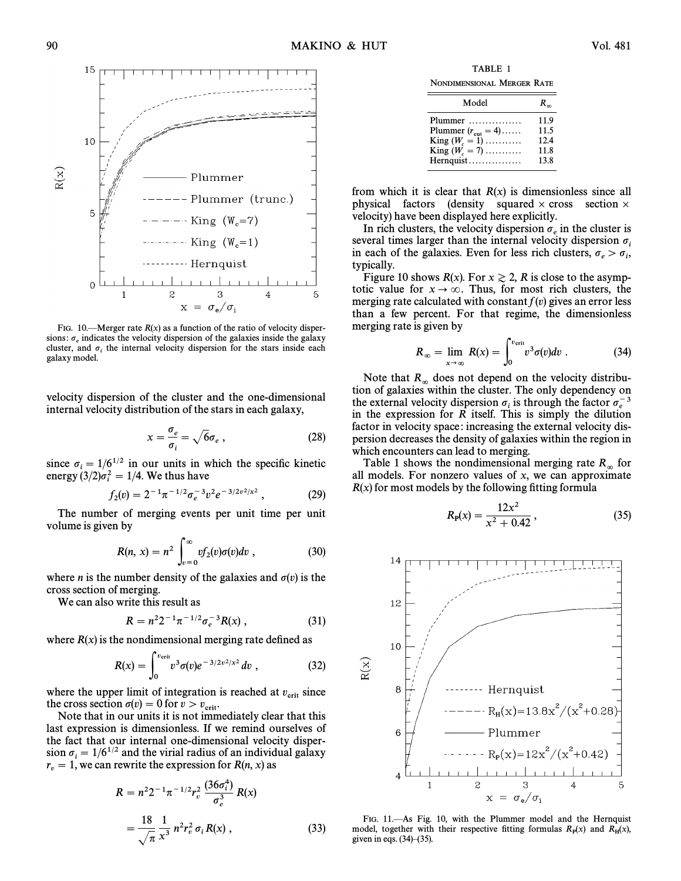FIG. 10.—Merger rate $R(x)$ as a function of the ratio of velocity dispersions: $\sigma_e$ indicates the velocity dispersion of the galaxies inside the galaxy cluster, and $\sigma_i$ the internal velocity dispersion for the stars inside each galaxy model.

velocity dispersion of the cluster and the one-dimensional internal velocity distribution of the stars in each galaxy,

$$x = \frac{\sigma_e}{\sigma_i} = \sqrt{6}\sigma_e \,, \tag{28}$$

since $\sigma_i = 1/6^{1/2}$ in our units in which the specific kinetic energy $(3/2)\sigma_i^2 = 1/4$. We thus have

$$f_2(v) = 2^{-1}\pi^{-1/2}\sigma_e^{-3}v^2 e^{-3/2v^2/x^2} \,, \tag{29}$$

The number of merging events per unit time per unit volume is given by

$$R(n, x) = n^2 \int_{v=0}^{\infty} v f_2(v)\sigma(v) dv \,, \tag{30}$$

where $n$ is the number density of the galaxies and $\sigma(v)$ is the cross section of merging.

We can also write this result as

$$R = n^2 2^{-1}\pi^{-1/2}\sigma_e^{-3}R(x) \,, \tag{31}$$

where $R(x)$ is the nondimensional merging rate defined as

$$R(x) = \int_0^{v_{\rm crit}} v^3\sigma(v)e^{-3/2v^2/x^2} dv \,, \tag{32}$$

where the upper limit of integration is reached at $v_{\rm crit}$ since the cross section $\sigma(v) = 0$ for $v > v_{\rm crit}$.

Note that in our units it is not immediately clear that this last expression is dimensionless. If we remind ourselves of the fact that our internal one-dimensional velocity dispersion $\sigma_i = 1/6^{1/2}$ and the virial radius of an individual galaxy $r_v = 1$, we can rewrite the expression for $R(n, x)$ as

$$\begin{aligned} R &= n^2 2^{-1}\pi^{-1/2} r_v^2 \frac{(36\sigma_i^4)}{\sigma_e^3} R(x) \\ &= \frac{18}{\sqrt{\pi}} \frac{1}{x^3} n^2 r_v^2 \sigma_i R(x) \,, \end{aligned} \tag{33}$$

TABLE 1

NONDIMENSIONAL MERGER RATE

| Model | $R_\infty$ |
|---|---|
| Plummer | 11.9 |
| Plummer ($r_{\rm cut} = 4$) | 11.5 |
| King ($W_c = 1$) | 12.4 |
| King ($W_c = 7$) | 11.8 |
| Hernquist | 13.8 |

from which it is clear that $R(x)$ is dimensionless since all physical factors (density squared × cross section × velocity) have been displayed here explicitly.

In rich clusters, the velocity dispersion $\sigma_e$ in the cluster is several times larger than the internal velocity dispersion $\sigma_i$ in each of the galaxies. Even for less rich clusters, $\sigma_e > \sigma_i$, typically.

Figure 10 shows $R(x)$. For $x \gtrsim 2$, $R$ is close to the asymptotic value for $x \to \infty$. Thus, for most rich clusters, the merging rate calculated with constant $f(v)$ gives an error less than a few percent. For that regime, the dimensionless merging rate is given by

$$R_\infty = \lim_{x\to\infty} R(x) = \int_0^{v_{\rm crit}} v^3\sigma(v)dv \,. \tag{34}$$

Note that $R_\infty$ does not depend on the velocity distribution of galaxies within the cluster. The only dependency on the external velocity dispersion $\sigma_i$ is through the factor $\sigma_e^{-3}$ in the expression for $R$ itself. This is simply the dilution factor in velocity space: increasing the external velocity dispersion decreases the density of galaxies within the region in which encounters can lead to merging.

Table 1 shows the nondimensional merging rate $R_\infty$ for all models. For nonzero values of $x$, we can approximate $R(x)$ for most models by the following fitting formula

$$R_{\rm P}(x) = \frac{12x^2}{x^2 + 0.42} \,, \tag{35}$$

FIG. 11.—As Fig. 10, with the Plummer model and the Hernquist model, together with their respective fitting formulas $R_{\rm P}(x)$ and $R_{\rm H}(x)$, given in eqs. (34)–(35).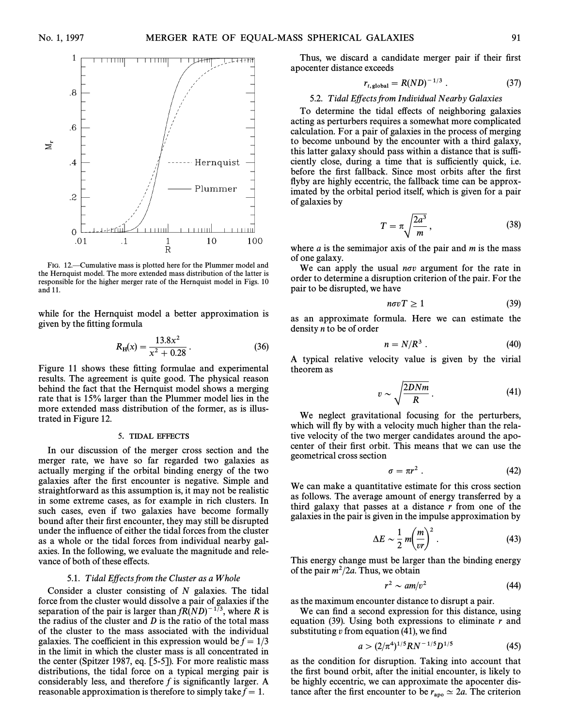FIG. 12.—Cumulative mass is plotted here for the Plummer model and the Hernquist model. The more extended mass distribution of the latter is responsible for the higher merger rate of the Hernquist model in Figs. 10 and 11.

while for the Hernquist model a better approximation is given by the fitting formula

$$R_{\mathrm{H}}(x) = \frac{13.8x^2}{x^2 + 0.28} . \tag{36}$$

Figure 11 shows these fitting formulae and experimental results. The agreement is quite good. The physical reason behind the fact that the Hernquist model shows a merging rate that is 15% larger than the Plummer model lies in the more extended mass distribution of the former, as is illustrated in Figure 12.

## 5. TIDAL EFFECTS

In our discussion of the merger cross section and the merger rate, we have so far regarded two galaxies as actually merging if the orbital binding energy of the two galaxies after the first encounter is negative. Simple and straightforward as this assumption is, it may not be realistic in some extreme cases, as for example in rich clusters. In such cases, even if two galaxies have become formally bound after their first encounter, they may still be disrupted under the influence of either the tidal forces from the cluster as a whole or the tidal forces from individual nearby galaxies. In the following, we evaluate the magnitude and relevance of both of these effects.

### 5.1. *Tidal Effects from the Cluster as a Whole*

Consider a cluster consisting of $N$ galaxies. The tidal force from the cluster would dissolve a pair of galaxies if the separation of the pair is larger than $fR(ND)^{-1/3}$, where $R$ is the radius of the cluster and $D$ is the ratio of the total mass of the cluster to the mass associated with the individual galaxies. The coefficient in this expression would be $f = 1/3$ in the limit in which the cluster mass is all concentrated in the center (Spitzer 1987, eq. [5-5]). For more realistic mass distributions, the tidal force on a typical merging pair is considerably less, and therefore $f$ is significantly larger. A reasonable approximation is therefore to simply take $f = 1$.

Thus, we discard a candidate merger pair if their first apocenter distance exceeds

$$r_{t,\mathrm{global}} = R(ND)^{-1/3} . \tag{37}$$

### 5.2. *Tidal Effects from Individual Nearby Galaxies*

To determine the tidal effects of neighboring galaxies acting as perturbers requires a somewhat more complicated calculation. For a pair of galaxies in the process of merging to become unbound by the encounter with a third galaxy, this latter galaxy should pass within a distance that is sufficiently close, during a time that is sufficiently quick, i.e. before the first fallback. Since most orbits after the first flyby are highly eccentric, the fallback time can be approximated by the orbital period itself, which is given for a pair of galaxies by

$$T = \pi \sqrt{\frac{2a^3}{m}} , \tag{38}$$

where $a$ is the semimajor axis of the pair and $m$ is the mass of one galaxy.

We can apply the usual $n\sigma v$ argument for the rate in order to determine a disruption criterion of the pair. For the pair to be disrupted, we have

$$n\sigma v T \geq 1 \tag{39}$$

as an approximate formula. Here we can estimate the density $n$ to be of order

$$n = N/R^3 . \tag{40}$$

A typical relative velocity value is given by the virial theorem as

$$v \sim \sqrt{\frac{2DNm}{R}} . \tag{41}$$

We neglect gravitational focusing for the perturbers, which will fly by with a velocity much higher than the relative velocity of the two merger candidates around the apocenter of their first orbit. This means that we can use the geometrical cross section

$$\sigma = \pi r^2 . \tag{42}$$

We can make a quantitative estimate for this cross section as follows. The average amount of energy transferred by a third galaxy that passes at a distance $r$ from one of the galaxies in the pair is given in the impulse approximation by

$$\Delta E \sim \frac{1}{2} m \left(\frac{m}{vr}\right)^2 . \tag{43}$$

This energy change must be larger than the binding energy of the pair $m^2/2a$. Thus, we obtain

$$r^2 \sim am/v^2 \tag{44}$$

as the maximum encounter distance to disrupt a pair.

We can find a second expression for this distance, using equation (39). Using both expressions to eliminate $r$ and substituting $v$ from equation (41), we find

$$a > (2/\pi^4)^{1/5} R N^{-1/5} D^{1/5} \tag{45}$$

as the condition for disruption. Taking into account that the first bound orbit, after the initial encounter, is likely to be highly eccentric, we can approximate the apocenter distance after the first encounter to be $r_{\mathrm{apo}} \simeq 2a$. The criterion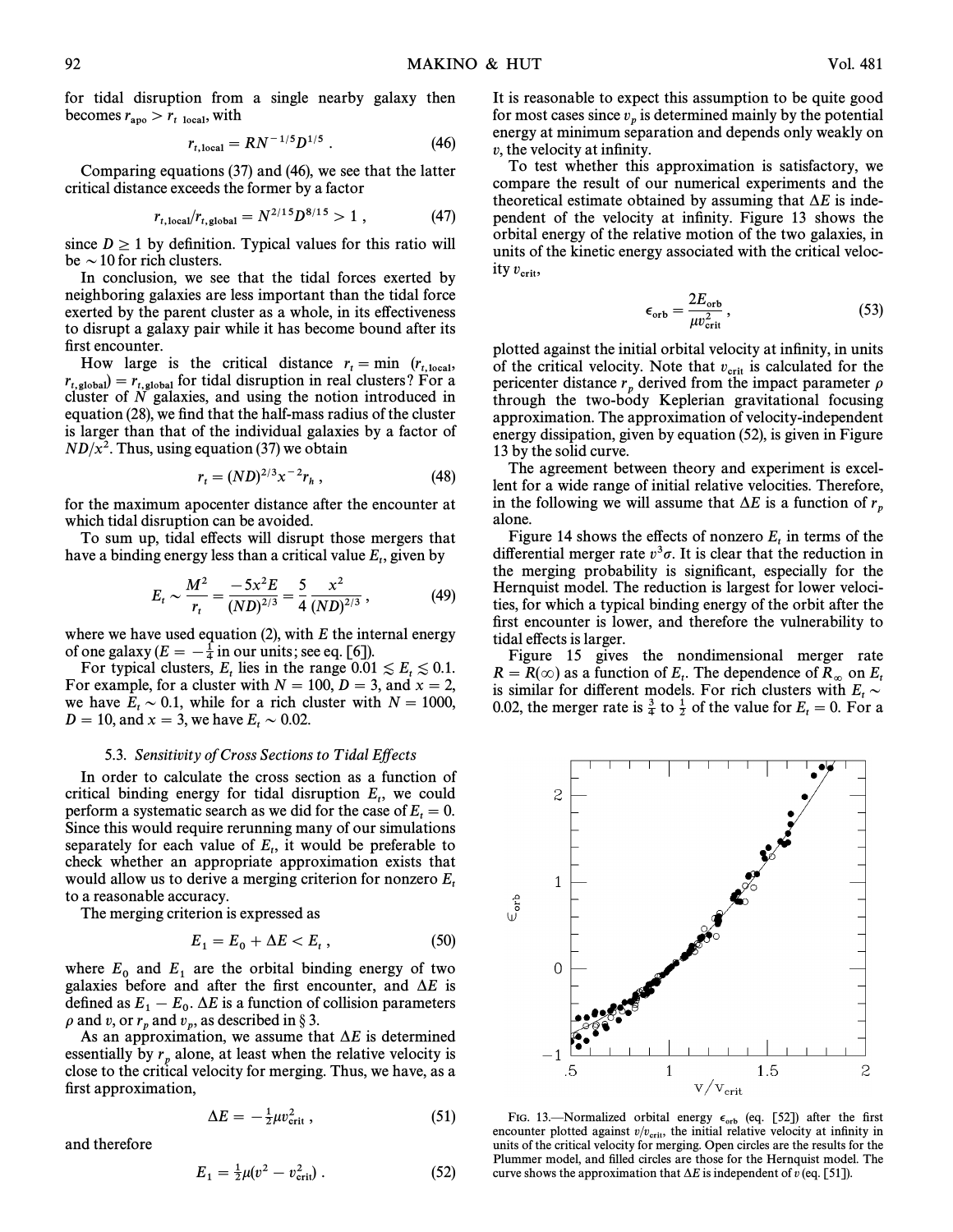for tidal disruption from a single nearby galaxy then becomes $r_{\rm apo} > r_{t\ \rm local}$, with

$$r_{t,\rm local} = RN^{-1/5}D^{1/5} . \quad (46)$$

Comparing equations (37) and (46), we see that the latter critical distance exceeds the former by a factor

$$r_{t,\rm local}/r_{t,\rm global} = N^{2/15}D^{8/15} > 1 , \quad (47)$$

since $D \geq 1$ by definition. Typical values for this ratio will be $\sim 10$ for rich clusters.

In conclusion, we see that the tidal forces exerted by neighboring galaxies are less important than the tidal force exerted by the parent cluster as a whole, in its effectiveness to disrupt a galaxy pair while it has become bound after its first encounter.

How large is the critical distance $r_t = \min\ (r_{t,\rm local}, r_{t,\rm global}) = r_{t,\rm global}$ for tidal disruption in real clusters? For a cluster of $N$ galaxies, and using the notion introduced in equation (28), we find that the half-mass radius of the cluster is larger than that of the individual galaxies by a factor of $ND/x^2$. Thus, using equation (37) we obtain

$$r_t = (ND)^{2/3}x^{-2}r_h , \quad (48)$$

for the maximum apocenter distance after the encounter at which tidal disruption can be avoided.

To sum up, tidal effects will disrupt those mergers that have a binding energy less than a critical value $E_t$, given by

$$E_t \sim \frac{M^2}{r_t} = \frac{-5x^2E}{(ND)^{2/3}} = \frac{5}{4}\frac{x^2}{(ND)^{2/3}} , \quad (49)$$

where we have used equation (2), with $E$ the internal energy of one galaxy ($E = -\frac{1}{4}$ in our units; see eq. [6]).

For typical clusters, $E_t$ lies in the range $0.01 \lesssim E_t \lesssim 0.1$. For example, for a cluster with $N = 100$, $D = 3$, and $x = 2$, we have $E_t \sim 0.1$, while for a rich cluster with $N = 1000$, $D = 10$, and $x = 3$, we have $E_t \sim 0.02$.

### 5.3. *Sensitivity of Cross Sections to Tidal Effects*

In order to calculate the cross section as a function of critical binding energy for tidal disruption $E_t$, we could perform a systematic search as we did for the case of $E_t = 0$. Since this would require rerunning many of our simulations separately for each value of $E_t$, it would be preferable to check whether an appropriate approximation exists that would allow us to derive a merging criterion for nonzero $E_t$ to a reasonable accuracy.

The merging criterion is expressed as

$$E_1 = E_0 + \Delta E < E_t , \quad (50)$$

where $E_0$ and $E_1$ are the orbital binding energy of two galaxies before and after the first encounter, and $\Delta E$ is defined as $E_1 - E_0$. $\Delta E$ is a function of collision parameters $\rho$ and $v$, or $r_p$ and $v_p$, as described in § 3.

As an approximation, we assume that $\Delta E$ is determined essentially by $r_p$ alone, at least when the relative velocity is close to the critical velocity for merging. Thus, we have, as a first approximation,

$$\Delta E = -\tfrac{1}{2}\mu v_{\rm crit}^2 , \quad (51)$$

and therefore

$$E_1 = \tfrac{1}{2}\mu(v^2 - v_{\rm crit}^2) . \quad (52)$$

It is reasonable to expect this assumption to be quite good for most cases since $v_p$ is determined mainly by the potential energy at minimum separation and depends only weakly on $v$, the velocity at infinity.

To test whether this approximation is satisfactory, we compare the result of our numerical experiments and the theoretical estimate obtained by assuming that $\Delta E$ is independent of the velocity at infinity. Figure 13 shows the orbital energy of the relative motion of the two galaxies, in units of the kinetic energy associated with the critical velocity $v_{\rm crit}$,

$$\epsilon_{\rm orb} = \frac{2E_{\rm orb}}{\mu v_{\rm crit}^2} , \quad (53)$$

plotted against the initial orbital velocity at infinity, in units of the critical velocity. Note that $v_{\rm crit}$ is calculated for the pericenter distance $r_p$ derived from the impact parameter $\rho$ through the two-body Keplerian gravitational focusing approximation. The approximation of velocity-independent energy dissipation, given by equation (52), is given in Figure 13 by the solid curve.

The agreement between theory and experiment is excellent for a wide range of initial relative velocities. Therefore, in the following we will assume that $\Delta E$ is a function of $r_p$ alone.

Figure 14 shows the effects of nonzero $E_t$ in terms of the differential merger rate $v^3\sigma$. It is clear that the reduction in the merging probability is significant, especially for the Hernquist model. The reduction is largest for lower velocities, for which a typical binding energy of the orbit after the first encounter is lower, and therefore the vulnerability to tidal effects is larger.

Figure 15 gives the nondimensional merger rate $R = R(\infty)$ as a function of $E_t$. The dependence of $R_\infty$ on $E_t$ is similar for different models. For rich clusters with $E_t \sim 0.02$, the merger rate is $\frac{3}{4}$ to $\frac{1}{2}$ of the value for $E_t = 0$. For a

FIG. 13.—Normalized orbital energy $\epsilon_{\rm orb}$ (eq. [52]) after the first encounter plotted against $v/v_{\rm crit}$, the initial relative velocity at infinity in units of the critical velocity for merging. Open circles are the results for the Plummer model, and filled circles are those for the Hernquist model. The curve shows the approximation that $\Delta E$ is independent of $v$ (eq. [51]).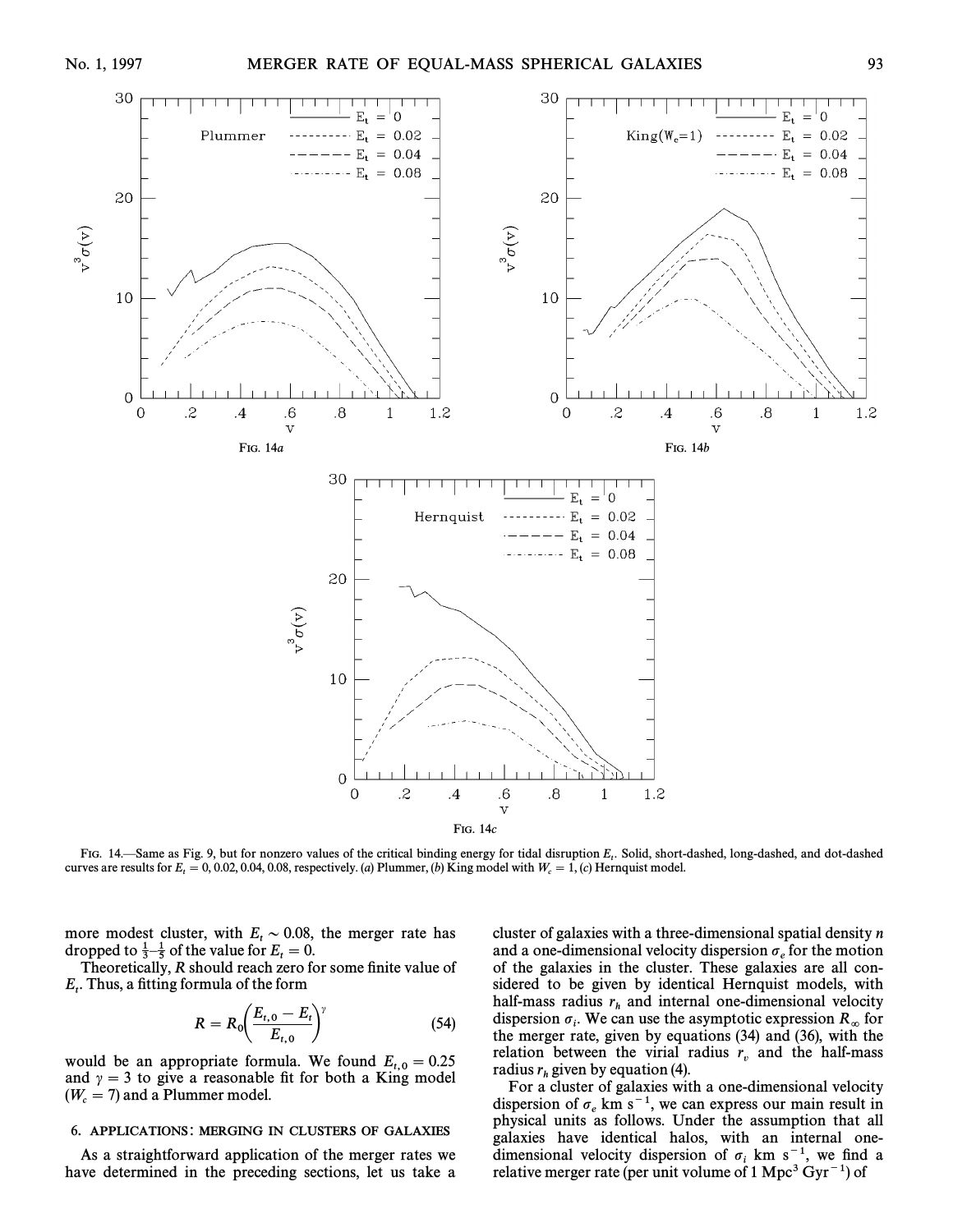FIG. 14a

FIG. 14b

FIG. 14c

FIG. 14.—Same as Fig. 9, but for nonzero values of the critical binding energy for tidal disruption $E_t$. Solid, short-dashed, long-dashed, and dot-dashed curves are results for $E_t = 0, 0.02, 0.04, 0.08$, respectively. (*a*) Plummer, (*b*) King model with $W_c = 1$, (*c*) Hernquist model.

more modest cluster, with $E_t \sim 0.08$, the merger rate has dropped to $\frac{1}{3}$–$\frac{1}{5}$ of the value for $E_t = 0$.

Theoretically, $R$ should reach zero for some finite value of $E_t$. Thus, a fitting formula of the form

$$R = R_0 \left( \frac{E_{t,0} - E_t}{E_{t,0}} \right)^{\gamma} \tag{54}$$

would be an appropriate formula. We found $E_{t,0} = 0.25$ and $\gamma = 3$ to give a reasonable fit for both a King model ($W_c = 7$) and a Plummer model.

## 6. APPLICATIONS: MERGING IN CLUSTERS OF GALAXIES

As a straightforward application of the merger rates we have determined in the preceding sections, let us take a cluster of galaxies with a three-dimensional spatial density $n$ and a one-dimensional velocity dispersion $\sigma_e$ for the motion of the galaxies in the cluster. These galaxies are all considered to be given by identical Hernquist models, with half-mass radius $r_h$ and internal one-dimensional velocity dispersion $\sigma_i$. We can use the asymptotic expression $R_\infty$ for the merger rate, given by equations (34) and (36), with the relation between the virial radius $r_v$ and the half-mass radius $r_h$ given by equation (4).

For a cluster of galaxies with a one-dimensional velocity dispersion of $\sigma_e$ km s$^{-1}$, we can express our main result in physical units as follows. Under the assumption that all galaxies have identical halos, with an internal one-dimensional velocity dispersion of $\sigma_i$ km s$^{-1}$, we find a relative merger rate (per unit volume of 1 Mpc$^3$ Gyr$^{-1}$) of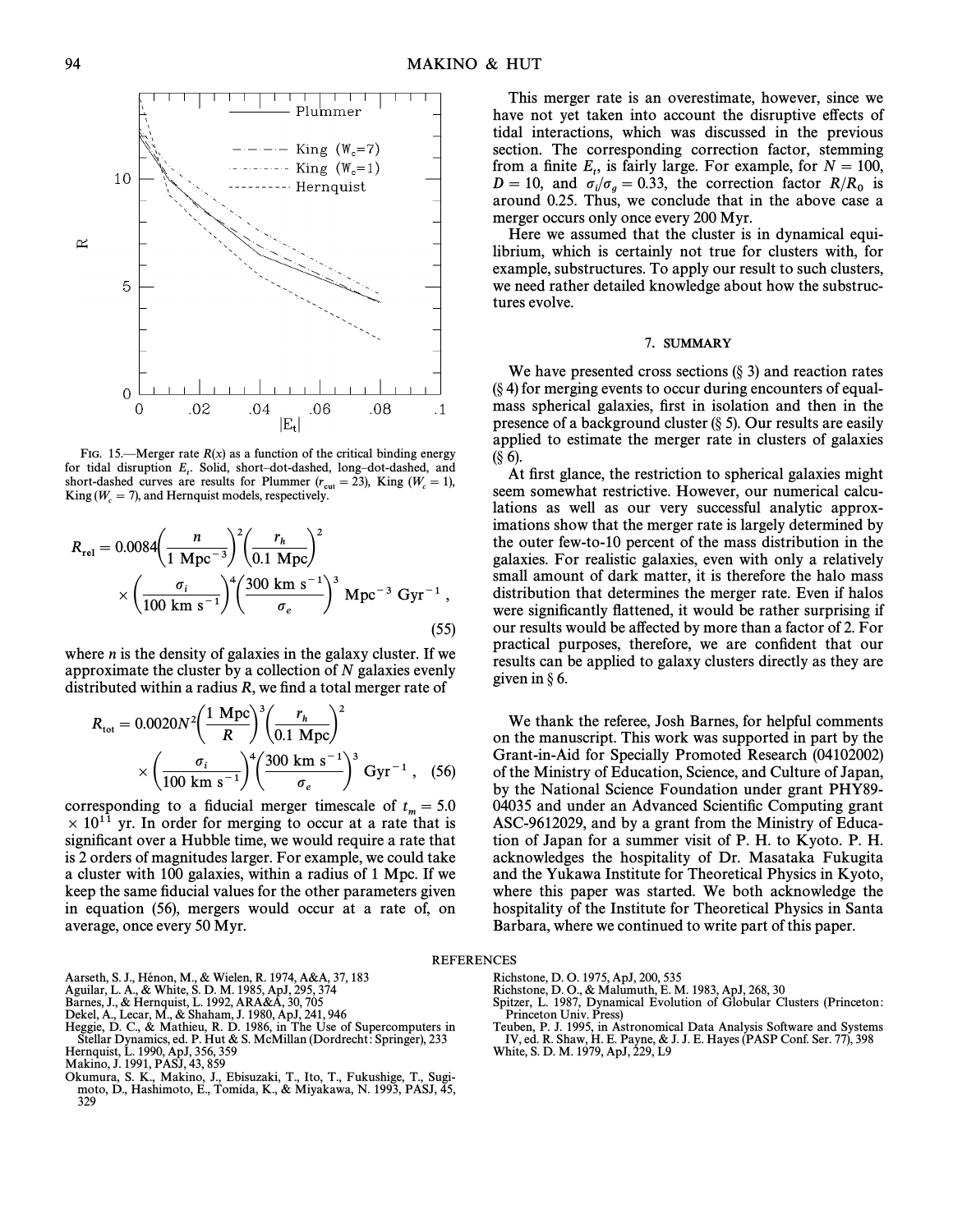Plummer

King ($W_c$=7)

King ($W_c$=1)

Hernquist

10

5

0

R

0 .02 .04 .06 .08 .1

$|E_t|$

FIG. 15.—Merger rate $R(x)$ as a function of the critical binding energy for tidal disruption $E_t$. Solid, short–dot-dashed, long–dot-dashed, and short-dashed curves are results for Plummer ($r_{cut}$ = 23), King ($W_c$ = 1), King ($W_c$ = 7), and Hernquist models, respectively.

$$R_{rel} = 0.0084\left(\frac{n}{1\ \text{Mpc}^{-3}}\right)^2\left(\frac{r_h}{0.1\ \text{Mpc}}\right)^2 \times \left(\frac{\sigma_i}{100\ \text{km s}^{-1}}\right)^4\left(\frac{300\ \text{km s}^{-1}}{\sigma_e}\right)^3 \text{Mpc}^{-3}\ \text{Gyr}^{-1}, \tag{55}$$

where $n$ is the density of galaxies in the galaxy cluster. If we approximate the cluster by a collection of $N$ galaxies evenly distributed within a radius $R$, we find a total merger rate of

$$R_{tot} = 0.0020N^2\left(\frac{1\ \text{Mpc}}{R}\right)^3\left(\frac{r_h}{0.1\ \text{Mpc}}\right)^2 \times \left(\frac{\sigma_i}{100\ \text{km s}^{-1}}\right)^4\left(\frac{300\ \text{km s}^{-1}}{\sigma_e}\right)^3 \text{Gyr}^{-1}, \tag{56}$$

corresponding to a fiducial merger timescale of $t_m = 5.0 \times 10^{11}$ yr. In order for merging to occur at a rate that is significant over a Hubble time, we would require a rate that is 2 orders of magnitudes larger. For example, we could take a cluster with 100 galaxies, within a radius of 1 Mpc. If we keep the same fiducial values for the other parameters given in equation (56), mergers would occur at a rate of, on average, once every 50 Myr.

This merger rate is an overestimate, however, since we have not yet taken into account the disruptive effects of tidal interactions, which was discussed in the previous section. The corresponding correction factor, stemming from a finite $E_t$, is fairly large. For example, for $N = 100$, $D = 10$, and $\sigma_i/\sigma_g = 0.33$, the correction factor $R/R_0$ is around 0.25. Thus, we conclude that in the above case a merger occurs only once every 200 Myr.

Here we assumed that the cluster is in dynamical equilibrium, which is certainly not true for clusters with, for example, substructures. To apply our result to such clusters, we need rather detailed knowledge about how the substructures evolve.

## 7. SUMMARY

We have presented cross sections (§ 3) and reaction rates (§ 4) for merging events to occur during encounters of equal-mass spherical galaxies, first in isolation and then in the presence of a background cluster (§ 5). Our results are easily applied to estimate the merger rate in clusters of galaxies (§ 6).

At first glance, the restriction to spherical galaxies might seem somewhat restrictive. However, our numerical calculations as well as our very successful analytic approximations show that the merger rate is largely determined by the outer few-to-10 percent of the mass distribution in the galaxies. For realistic galaxies, even with only a relatively small amount of dark matter, it is therefore the halo mass distribution that determines the merger rate. Even if halos were significantly flattened, it would be rather surprising if our results would be affected by more than a factor of 2. For practical purposes, therefore, we are confident that our results can be applied to galaxy clusters directly as they are given in § 6.

We thank the referee, Josh Barnes, for helpful comments on the manuscript. This work was supported in part by the Grant-in-Aid for Specially Promoted Research (04102002) of the Ministry of Education, Science, and Culture of Japan, by the National Science Foundation under grant PHY89-04035 and under an Advanced Scientific Computing grant ASC-9612029, and by a grant from the Ministry of Education of Japan for a summer visit of P. H. to Kyoto. P. H. acknowledges the hospitality of Dr. Masataka Fukugita and the Yukawa Institute for Theoretical Physics in Kyoto, where this paper was started. We both acknowledge the hospitality of the Institute for Theoretical Physics in Santa Barbara, where we continued to write part of this paper.

## REFERENCES

Aarseth, S. J., Hénon, M., & Wielen, R. 1974, A&A, 37, 183
Aguilar, L. A., & White, S. D. M. 1985, ApJ, 295, 374
Barnes, J., & Hernquist, L. 1992, ARA&A, 30, 705
Dekel, A., Lecar, M., & Shaham, J. 1980, ApJ, 241, 946
Heggie, D. C., & Mathieu, R. D. 1986, in The Use of Supercomputers in Stellar Dynamics, ed. P. Hut & S. McMillan (Dordrecht: Springer), 233
Hernquist, L. 1990, ApJ, 356, 359
Makino, J. 1991, PASJ, 43, 859
Okumura, S. K., Makino, J., Ebisuzaki, T., Ito, T., Fukushige, T., Sugimoto, D., Hashimoto, E., Tomida, K., & Miyakawa, N. 1993, PASJ, 45, 329
Richstone, D. O. 1975, ApJ, 200, 535
Richstone, D. O., & Malumuth, E. M. 1983, ApJ, 268, 30
Spitzer, L. 1987, Dynamical Evolution of Globular Clusters (Princeton: Princeton Univ. Press)
Teuben, P. J. 1995, in Astronomical Data Analysis Software and Systems IV, ed. R. Shaw, H. E. Payne, & J. J. E. Hayes (PASP Conf. Ser. 77), 398
White, S. D. M. 1979, ApJ, 229, L9